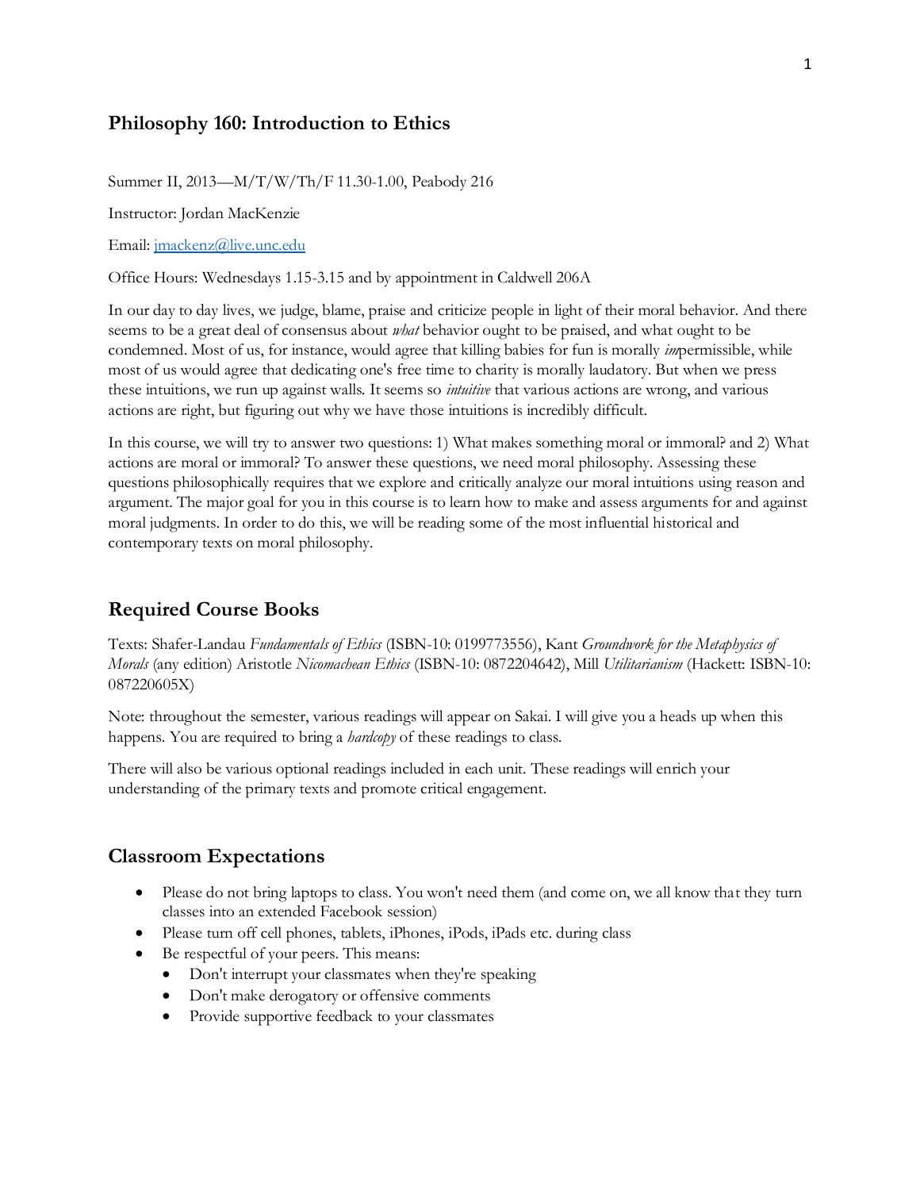## Philosophy 160: Introduction to Ethics

Summer II, 2013—M/T/W/Th/F 11.30-1.00, Peabody 216

Instructor: Jordan MacKenzie

Email: jmackenz@live.unc.edu

Office Hours: Wednesdays 1.15-3.15 and by appointment in Caldwell 206A

In our day to day lives, we judge, blame, praise and criticize people in light of their moral behavior. And there seems to be a great deal of consensus about *what* behavior ought to be praised, and what ought to be condemned. Most of us, for instance, would agree that killing babies for fun is morally *im*permissible, while most of us would agree that dedicating one's free time to charity is morally laudatory. But when we press these intuitions, we run up against walls. It seems so *intuitive* that various actions are wrong, and various actions are right, but figuring out why we have those intuitions is incredibly difficult.

In this course, we will try to answer two questions: 1) What makes something moral or immoral? and 2) What actions are moral or immoral? To answer these questions, we need moral philosophy. Assessing these questions philosophically requires that we explore and critically analyze our moral intuitions using reason and argument. The major goal for you in this course is to learn how to make and assess arguments for and against moral judgments. In order to do this, we will be reading some of the most influential historical and contemporary texts on moral philosophy.

## Required Course Books

Texts: Shafer-Landau *Fundamentals of Ethics* (ISBN-10: 0199773556), Kant *Groundwork for the Metaphysics of Morals* (any edition) Aristotle *Nicomachean Ethics* (ISBN-10: 0872204642), Mill *Utilitarianism* (Hackett: ISBN-10: 087220605X)

Note: throughout the semester, various readings will appear on Sakai. I will give you a heads up when this happens. You are required to bring a *hardcopy* of these readings to class.

There will also be various optional readings included in each unit. These readings will enrich your understanding of the primary texts and promote critical engagement.

## Classroom Expectations

- Please do not bring laptops to class. You won't need them (and come on, we all know that they turn classes into an extended Facebook session)
- Please turn off cell phones, tablets, iPhones, iPods, iPads etc. during class
- Be respectful of your peers. This means:
  - Don't interrupt your classmates when they're speaking
  - Don't make derogatory or offensive comments
  - Provide supportive feedback to your classmates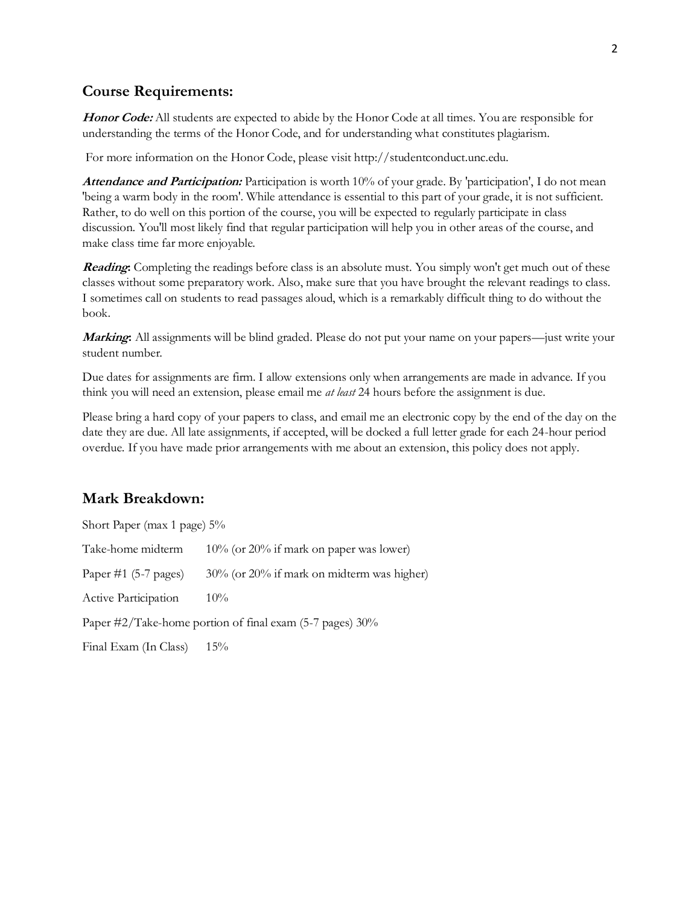## Course Requirements:

***Honor Code:*** All students are expected to abide by the Honor Code at all times. You are responsible for understanding the terms of the Honor Code, and for understanding what constitutes plagiarism.

For more information on the Honor Code, please visit http://studentconduct.unc.edu.

***Attendance and Participation:*** Participation is worth 10% of your grade. By 'participation', I do not mean 'being a warm body in the room'. While attendance is essential to this part of your grade, it is not sufficient. Rather, to do well on this portion of the course, you will be expected to regularly participate in class discussion. You'll most likely find that regular participation will help you in other areas of the course, and make class time far more enjoyable.

***Reading*:** Completing the readings before class is an absolute must. You simply won't get much out of these classes without some preparatory work. Also, make sure that you have brought the relevant readings to class. I sometimes call on students to read passages aloud, which is a remarkably difficult thing to do without the book.

***Marking*:** All assignments will be blind graded. Please do not put your name on your papers—just write your student number.

Due dates for assignments are firm. I allow extensions only when arrangements are made in advance. If you think you will need an extension, please email me *at least* 24 hours before the assignment is due.

Please bring a hard copy of your papers to class, and email me an electronic copy by the end of the day on the date they are due. All late assignments, if accepted, will be docked a full letter grade for each 24-hour period overdue. If you have made prior arrangements with me about an extension, this policy does not apply.

## Mark Breakdown:

Short Paper (max 1 page) 5%

Take-home midterm 10% (or 20% if mark on paper was lower)

Paper #1 (5-7 pages) 30% (or 20% if mark on midterm was higher)

Active Participation 10%

Paper #2/Take-home portion of final exam (5-7 pages) 30%

Final Exam (In Class) 15%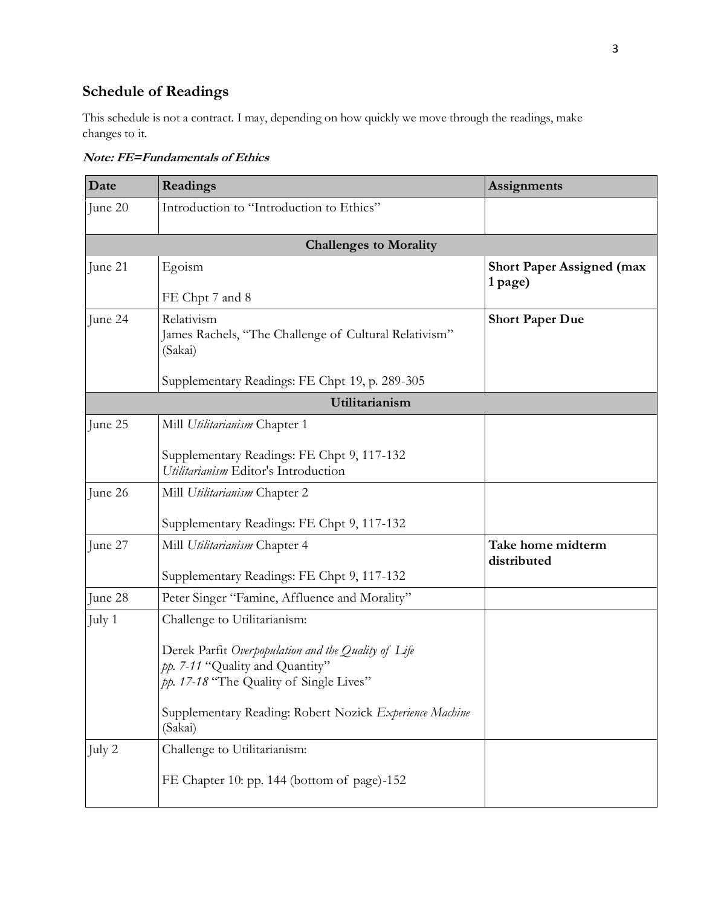## Schedule of Readings

This schedule is not a contract. I may, depending on how quickly we move through the readings, make changes to it.

***Note: FE=Fundamentals of Ethics***

| Date | Readings | Assignments |
|---|---|---|
| June 20 | Introduction to "Introduction to Ethics" | |
| | **Challenges to Morality** | |
| June 21 | Egoism<br><br>FE Chpt 7 and 8 | **Short Paper Assigned (max 1 page)** |
| June 24 | Relativism<br>James Rachels, "The Challenge of Cultural Relativism" (Sakai)<br><br>Supplementary Readings: FE Chpt 19, p. 289-305 | **Short Paper Due** |
| | **Utilitarianism** | |
| June 25 | Mill *Utilitarianism* Chapter 1<br><br>Supplementary Readings: FE Chpt 9, 117-132<br>*Utilitarianism* Editor's Introduction | |
| June 26 | Mill *Utilitarianism* Chapter 2<br><br>Supplementary Readings: FE Chpt 9, 117-132 | |
| June 27 | Mill *Utilitarianism* Chapter 4<br><br>Supplementary Readings: FE Chpt 9, 117-132 | **Take home midterm distributed** |
| June 28 | Peter Singer "Famine, Affluence and Morality" | |
| July 1 | Challenge to Utilitarianism:<br><br>Derek Parfit *Overpopulation and the Quality of Life*<br>*pp. 7-11* "Quality and Quantity"<br>*pp. 17-18* "The Quality of Single Lives"<br><br>Supplementary Reading: Robert Nozick *Experience Machine* (Sakai) | |
| July 2 | Challenge to Utilitarianism:<br><br>FE Chapter 10: pp. 144 (bottom of page)-152 | |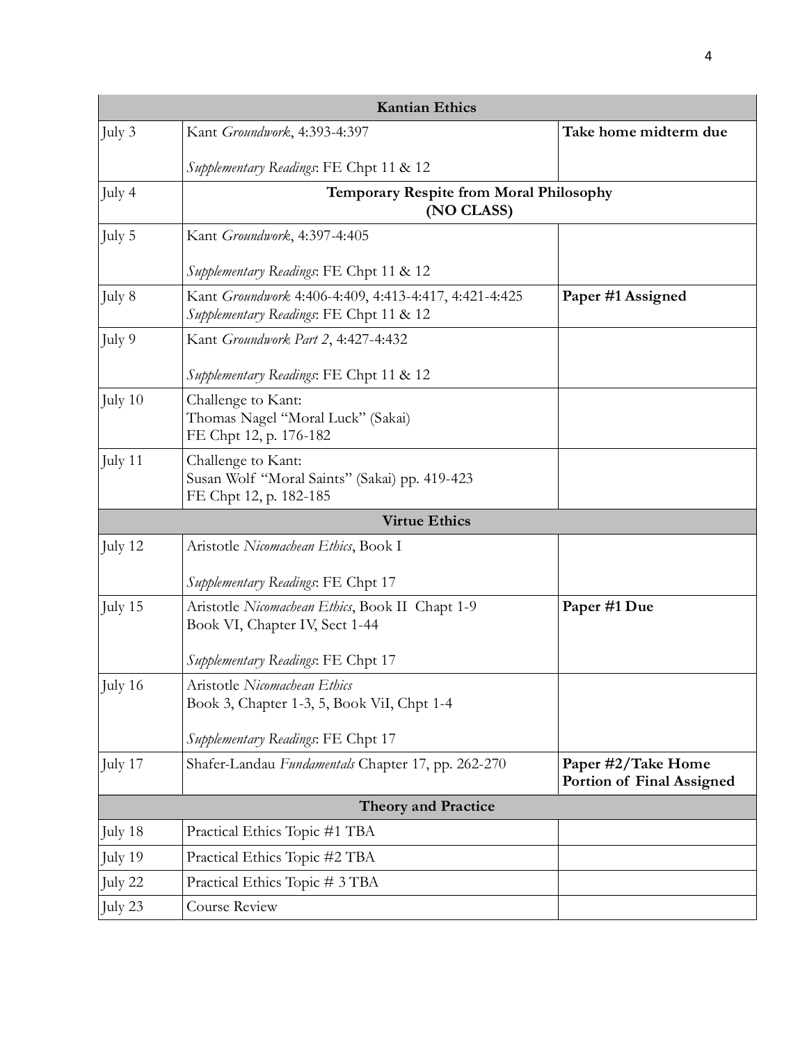| | | |
|---|---|---|
| **Kantian Ethics** | | |
| July 3 | Kant *Groundwork*, 4:393-4:397<br><br>*Supplementary Readings*: FE Chpt 11 & 12 | **Take home midterm due** |
| July 4 | **Temporary Respite from Moral Philosophy (NO CLASS)** | |
| July 5 | Kant *Groundwork*, 4:397-4:405<br><br>*Supplementary Readings*: FE Chpt 11 & 12 | |
| July 8 | Kant *Groundwork* 4:406-4:409, 4:413-4:417, 4:421-4:425<br>*Supplementary Readings*: FE Chpt 11 & 12 | **Paper #1 Assigned** |
| July 9 | Kant *Groundwork Part 2*, 4:427-4:432<br><br>*Supplementary Readings*: FE Chpt 11 & 12 | |
| July 10 | Challenge to Kant:<br>Thomas Nagel "Moral Luck" (Sakai)<br>FE Chpt 12, p. 176-182 | |
| July 11 | Challenge to Kant:<br>Susan Wolf "Moral Saints" (Sakai) pp. 419-423<br>FE Chpt 12, p. 182-185 | |
| **Virtue Ethics** | | |
| July 12 | Aristotle *Nicomachean Ethics*, Book I<br><br>*Supplementary Readings*: FE Chpt 17 | |
| July 15 | Aristotle *Nicomachean Ethics*, Book II Chapt 1-9<br>Book VI, Chapter IV, Sect 1-44<br><br>*Supplementary Readings*: FE Chpt 17 | **Paper #1 Due** |
| July 16 | Aristotle *Nicomachean Ethics*<br>Book 3, Chapter 1-3, 5, Book ViI, Chpt 1-4<br><br>*Supplementary Readings*: FE Chpt 17 | |
| July 17 | Shafer-Landau *Fundamentals* Chapter 17, pp. 262-270 | **Paper #2/Take Home Portion of Final Assigned** |
| **Theory and Practice** | | |
| July 18 | Practical Ethics Topic #1 TBA | |
| July 19 | Practical Ethics Topic #2 TBA | |
| July 22 | Practical Ethics Topic # 3 TBA | |
| July 23 | Course Review | |